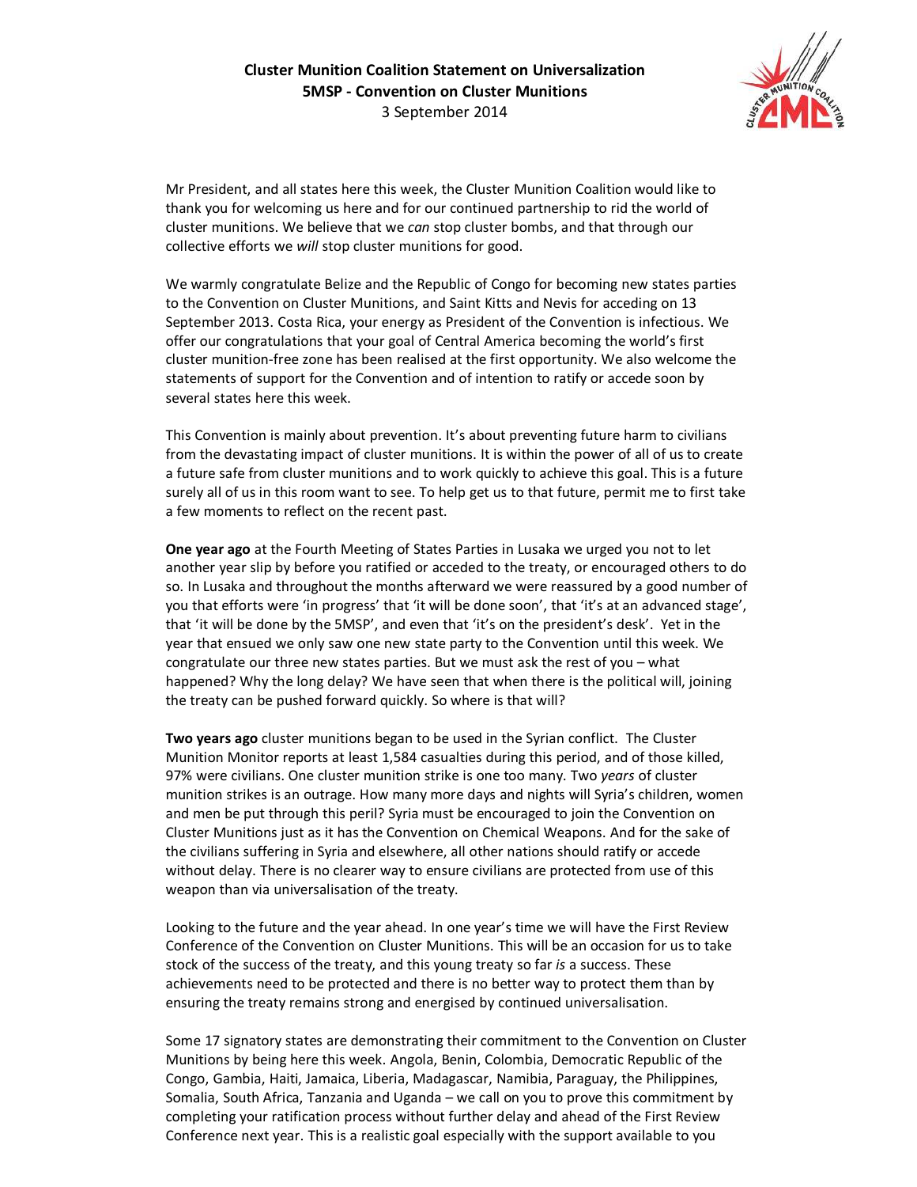**Cluster Munition Coalition Statement on Universalization**
**5MSP - Convention on Cluster Munitions**
3 September 2014

Mr President, and all states here this week, the Cluster Munition Coalition would like to thank you for welcoming us here and for our continued partnership to rid the world of cluster munitions. We believe that we *can* stop cluster bombs, and that through our collective efforts we *will* stop cluster munitions for good.

We warmly congratulate Belize and the Republic of Congo for becoming new states parties to the Convention on Cluster Munitions, and Saint Kitts and Nevis for acceding on 13 September 2013. Costa Rica, your energy as President of the Convention is infectious. We offer our congratulations that your goal of Central America becoming the world's first cluster munition-free zone has been realised at the first opportunity. We also welcome the statements of support for the Convention and of intention to ratify or accede soon by several states here this week.

This Convention is mainly about prevention. It's about preventing future harm to civilians from the devastating impact of cluster munitions. It is within the power of all of us to create a future safe from cluster munitions and to work quickly to achieve this goal. This is a future surely all of us in this room want to see. To help get us to that future, permit me to first take a few moments to reflect on the recent past.

**One year ago** at the Fourth Meeting of States Parties in Lusaka we urged you not to let another year slip by before you ratified or acceded to the treaty, or encouraged others to do so. In Lusaka and throughout the months afterward we were reassured by a good number of you that efforts were 'in progress' that 'it will be done soon', that 'it's at an advanced stage', that 'it will be done by the 5MSP', and even that 'it's on the president's desk'. Yet in the year that ensued we only saw one new state party to the Convention until this week. We congratulate our three new states parties. But we must ask the rest of you – what happened? Why the long delay? We have seen that when there is the political will, joining the treaty can be pushed forward quickly. So where is that will?

**Two years ago** cluster munitions began to be used in the Syrian conflict. The Cluster Munition Monitor reports at least 1,584 casualties during this period, and of those killed, 97% were civilians. One cluster munition strike is one too many. Two *years* of cluster munition strikes is an outrage. How many more days and nights will Syria's children, women and men be put through this peril? Syria must be encouraged to join the Convention on Cluster Munitions just as it has the Convention on Chemical Weapons. And for the sake of the civilians suffering in Syria and elsewhere, all other nations should ratify or accede without delay. There is no clearer way to ensure civilians are protected from use of this weapon than via universalisation of the treaty.

Looking to the future and the year ahead. In one year's time we will have the First Review Conference of the Convention on Cluster Munitions. This will be an occasion for us to take stock of the success of the treaty, and this young treaty so far *is* a success. These achievements need to be protected and there is no better way to protect them than by ensuring the treaty remains strong and energised by continued universalisation.

Some 17 signatory states are demonstrating their commitment to the Convention on Cluster Munitions by being here this week. Angola, Benin, Colombia, Democratic Republic of the Congo, Gambia, Haiti, Jamaica, Liberia, Madagascar, Namibia, Paraguay, the Philippines, Somalia, South Africa, Tanzania and Uganda – we call on you to prove this commitment by completing your ratification process without further delay and ahead of the First Review Conference next year. This is a realistic goal especially with the support available to you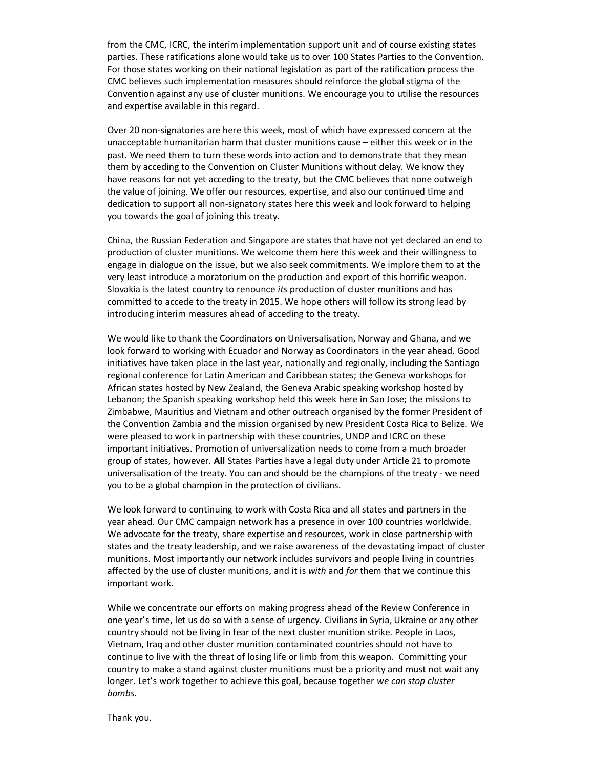from the CMC, ICRC, the interim implementation support unit and of course existing states parties. These ratifications alone would take us to over 100 States Parties to the Convention. For those states working on their national legislation as part of the ratification process the CMC believes such implementation measures should reinforce the global stigma of the Convention against any use of cluster munitions. We encourage you to utilise the resources and expertise available in this regard.

Over 20 non-signatories are here this week, most of which have expressed concern at the unacceptable humanitarian harm that cluster munitions cause – either this week or in the past. We need them to turn these words into action and to demonstrate that they mean them by acceding to the Convention on Cluster Munitions without delay. We know they have reasons for not yet acceding to the treaty, but the CMC believes that none outweigh the value of joining. We offer our resources, expertise, and also our continued time and dedication to support all non-signatory states here this week and look forward to helping you towards the goal of joining this treaty.

China, the Russian Federation and Singapore are states that have not yet declared an end to production of cluster munitions. We welcome them here this week and their willingness to engage in dialogue on the issue, but we also seek commitments. We implore them to at the very least introduce a moratorium on the production and export of this horrific weapon. Slovakia is the latest country to renounce *its* production of cluster munitions and has committed to accede to the treaty in 2015. We hope others will follow its strong lead by introducing interim measures ahead of acceding to the treaty.

We would like to thank the Coordinators on Universalisation, Norway and Ghana, and we look forward to working with Ecuador and Norway as Coordinators in the year ahead. Good initiatives have taken place in the last year, nationally and regionally, including the Santiago regional conference for Latin American and Caribbean states; the Geneva workshops for African states hosted by New Zealand, the Geneva Arabic speaking workshop hosted by Lebanon; the Spanish speaking workshop held this week here in San Jose; the missions to Zimbabwe, Mauritius and Vietnam and other outreach organised by the former President of the Convention Zambia and the mission organised by new President Costa Rica to Belize. We were pleased to work in partnership with these countries, UNDP and ICRC on these important initiatives. Promotion of universalization needs to come from a much broader group of states, however. **All** States Parties have a legal duty under Article 21 to promote universalisation of the treaty. You can and should be the champions of the treaty - we need you to be a global champion in the protection of civilians.

We look forward to continuing to work with Costa Rica and all states and partners in the year ahead. Our CMC campaign network has a presence in over 100 countries worldwide. We advocate for the treaty, share expertise and resources, work in close partnership with states and the treaty leadership, and we raise awareness of the devastating impact of cluster munitions. Most importantly our network includes survivors and people living in countries affected by the use of cluster munitions, and it is *with* and *for* them that we continue this important work.

While we concentrate our efforts on making progress ahead of the Review Conference in one year's time, let us do so with a sense of urgency. Civilians in Syria, Ukraine or any other country should not be living in fear of the next cluster munition strike. People in Laos, Vietnam, Iraq and other cluster munition contaminated countries should not have to continue to live with the threat of losing life or limb from this weapon. Committing your country to make a stand against cluster munitions must be a priority and must not wait any longer. Let's work together to achieve this goal, because together *we can stop cluster bombs.*

Thank you.